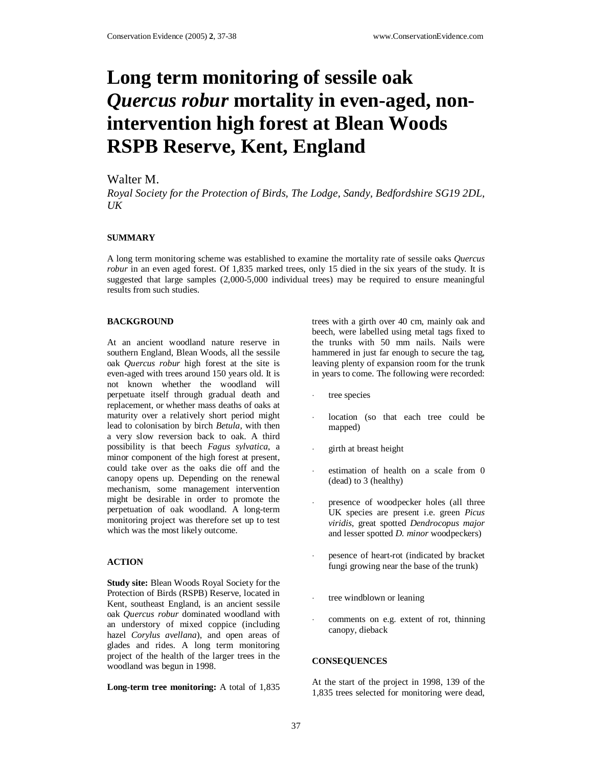# Long term monitoring of sessile oak *Quercus robur* mortality in even-aged, non-intervention high forest at Blean Woods RSPB Reserve, Kent, England

Walter M.

*Royal Society for the Protection of Birds, The Lodge, Sandy, Bedfordshire SG19 2DL, UK*

## SUMMARY

A long term monitoring scheme was established to examine the mortality rate of sessile oaks *Quercus robur* in an even aged forest. Of 1,835 marked trees, only 15 died in the six years of the study. It is suggested that large samples (2,000-5,000 individual trees) may be required to ensure meaningful results from such studies.

## BACKGROUND

At an ancient woodland nature reserve in southern England, Blean Woods, all the sessile oak *Quercus robur* high forest at the site is even-aged with trees around 150 years old. It is not known whether the woodland will perpetuate itself through gradual death and replacement, or whether mass deaths of oaks at maturity over a relatively short period might lead to colonisation by birch *Betula*, with then a very slow reversion back to oak. A third possibility is that beech *Fagus sylvatica*, a minor component of the high forest at present, could take over as the oaks die off and the canopy opens up. Depending on the renewal mechanism, some management intervention might be desirable in order to promote the perpetuation of oak woodland. A long-term monitoring project was therefore set up to test which was the most likely outcome.

## ACTION

**Study site:** Blean Woods Royal Society for the Protection of Birds (RSPB) Reserve, located in Kent, southeast England, is an ancient sessile oak *Quercus robur* dominated woodland with an understory of mixed coppice (including hazel *Corylus avellana*), and open areas of glades and rides. A long term monitoring project of the health of the larger trees in the woodland was begun in 1998.

**Long-term tree monitoring:** A total of 1,835 trees with a girth over 40 cm, mainly oak and beech, were labelled using metal tags fixed to the trunks with 50 mm nails. Nails were hammered in just far enough to secure the tag, leaving plenty of expansion room for the trunk in years to come. The following were recorded:

- tree species
- location (so that each tree could be mapped)
- girth at breast height
- estimation of health on a scale from 0 (dead) to 3 (healthy)
- presence of woodpecker holes (all three UK species are present i.e. green *Picus viridis*, great spotted *Dendrocopus major* and lesser spotted *D. minor* woodpeckers)
- pesence of heart-rot (indicated by bracket fungi growing near the base of the trunk)
- tree windblown or leaning
- comments on e.g. extent of rot, thinning canopy, dieback

## CONSEQUENCES

At the start of the project in 1998, 139 of the 1,835 trees selected for monitoring were dead,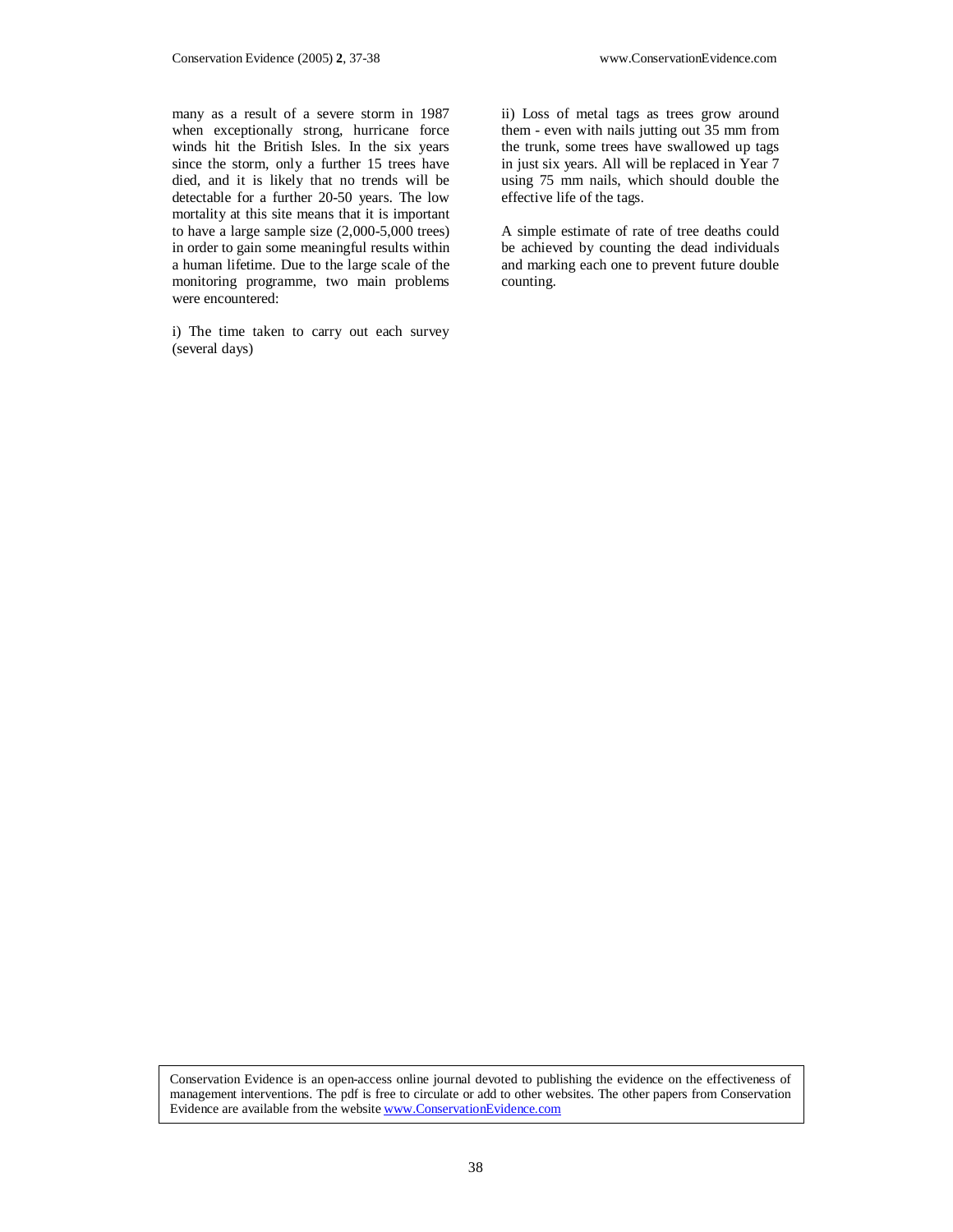many as a result of a severe storm in 1987 when exceptionally strong, hurricane force winds hit the British Isles. In the six years since the storm, only a further 15 trees have died, and it is likely that no trends will be detectable for a further 20-50 years. The low mortality at this site means that it is important to have a large sample size (2,000-5,000 trees) in order to gain some meaningful results within a human lifetime. Due to the large scale of the monitoring programme, two main problems were encountered:

i) The time taken to carry out each survey (several days)

ii) Loss of metal tags as trees grow around them - even with nails jutting out 35 mm from the trunk, some trees have swallowed up tags in just six years. All will be replaced in Year 7 using 75 mm nails, which should double the effective life of the tags.

A simple estimate of rate of tree deaths could be achieved by counting the dead individuals and marking each one to prevent future double counting.

Conservation Evidence is an open-access online journal devoted to publishing the evidence on the effectiveness of management interventions. The pdf is free to circulate or add to other websites. The other papers from Conservation Evidence are available from the website www.ConservationEvidence.com